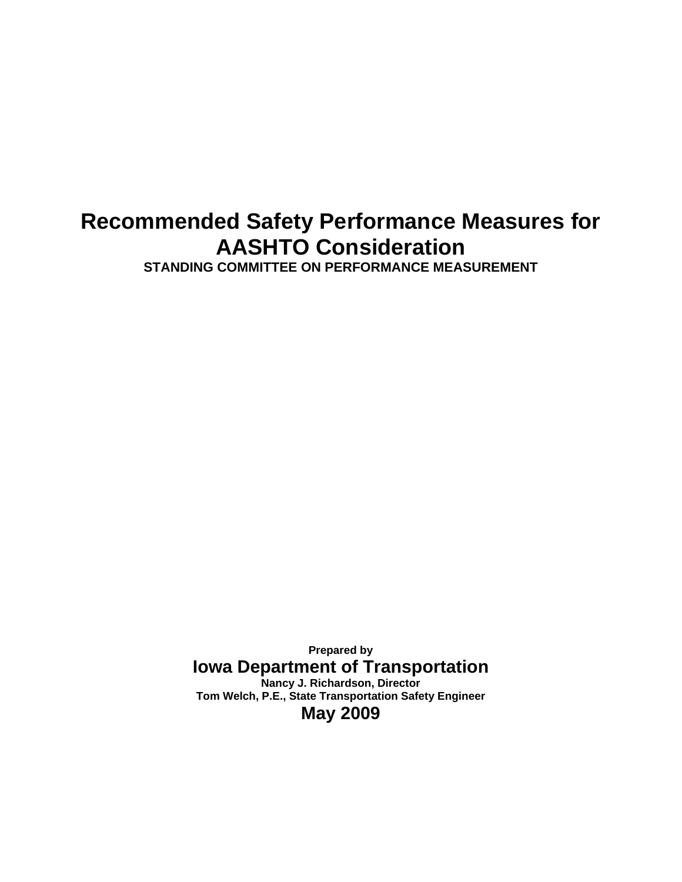# Recommended Safety Performance Measures for AASHTO Consideration

**STANDING COMMITTEE ON PERFORMANCE MEASUREMENT**

**Prepared by**

**Iowa Department of Transportation**

**Nancy J. Richardson, Director**

**Tom Welch, P.E., State Transportation Safety Engineer**

**May 2009**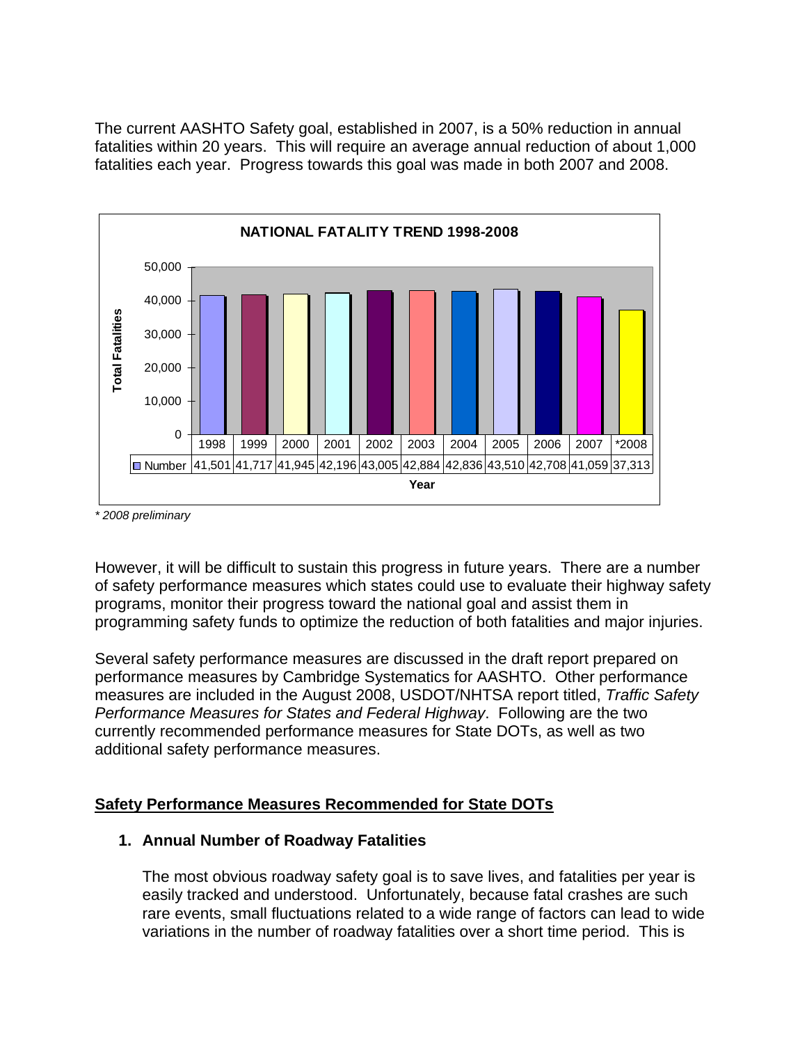The current AASHTO Safety goal, established in 2007, is a 50% reduction in annual fatalities within 20 years. This will require an average annual reduction of about 1,000 fatalities each year. Progress towards this goal was made in both 2007 and 2008.

**NATIONAL FATALITY TREND 1998-2008**

| Year | 1998 | 1999 | 2000 | 2001 | 2002 | 2003 | 2004 | 2005 | 2006 | 2007 | *2008 |
|---|---|---|---|---|---|---|---|---|---|---|---|
| Number | 41,501 | 41,717 | 41,945 | 42,196 | 43,005 | 42,884 | 42,836 | 43,510 | 42,708 | 41,059 | 37,313 |

*\* 2008 preliminary*

However, it will be difficult to sustain this progress in future years. There are a number of safety performance measures which states could use to evaluate their highway safety programs, monitor their progress toward the national goal and assist them in programming safety funds to optimize the reduction of both fatalities and major injuries.

Several safety performance measures are discussed in the draft report prepared on performance measures by Cambridge Systematics for AASHTO. Other performance measures are included in the August 2008, USDOT/NHTSA report titled, *Traffic Safety Performance Measures for States and Federal Highway*. Following are the two currently recommended performance measures for State DOTs, as well as two additional safety performance measures.

## Safety Performance Measures Recommended for State DOTs

### 1. Annual Number of Roadway Fatalities

The most obvious roadway safety goal is to save lives, and fatalities per year is easily tracked and understood. Unfortunately, because fatal crashes are such rare events, small fluctuations related to a wide range of factors can lead to wide variations in the number of roadway fatalities over a short time period. This is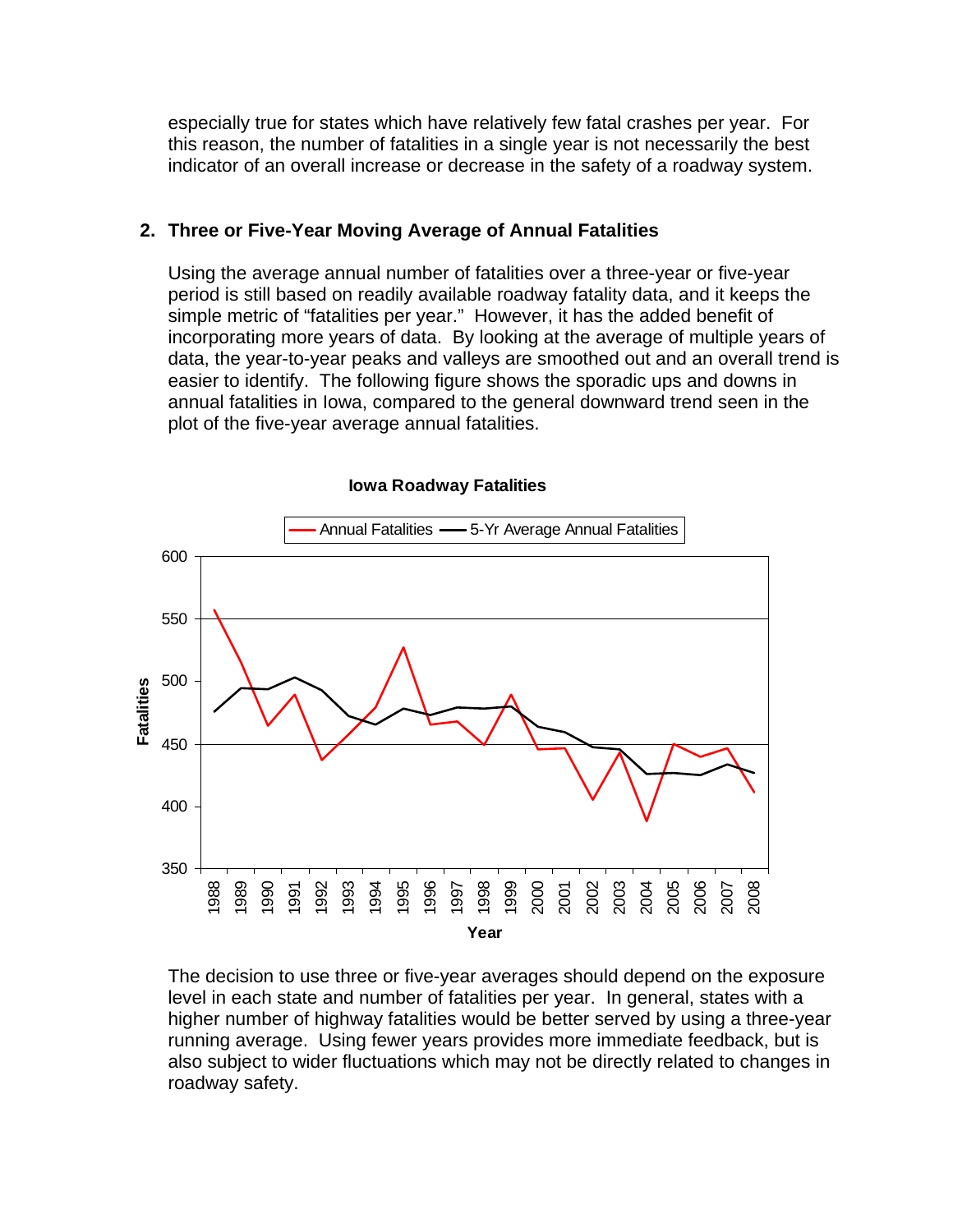especially true for states which have relatively few fatal crashes per year. For this reason, the number of fatalities in a single year is not necessarily the best indicator of an overall increase or decrease in the safety of a roadway system.

## 2. Three or Five-Year Moving Average of Annual Fatalities

Using the average annual number of fatalities over a three-year or five-year period is still based on readily available roadway fatality data, and it keeps the simple metric of "fatalities per year." However, it has the added benefit of incorporating more years of data. By looking at the average of multiple years of data, the year-to-year peaks and valleys are smoothed out and an overall trend is easier to identify. The following figure shows the sporadic ups and downs in annual fatalities in Iowa, compared to the general downward trend seen in the plot of the five-year average annual fatalities.

**Iowa Roadway Fatalities**

The decision to use three or five-year averages should depend on the exposure level in each state and number of fatalities per year. In general, states with a higher number of highway fatalities would be better served by using a three-year running average. Using fewer years provides more immediate feedback, but is also subject to wider fluctuations which may not be directly related to changes in roadway safety.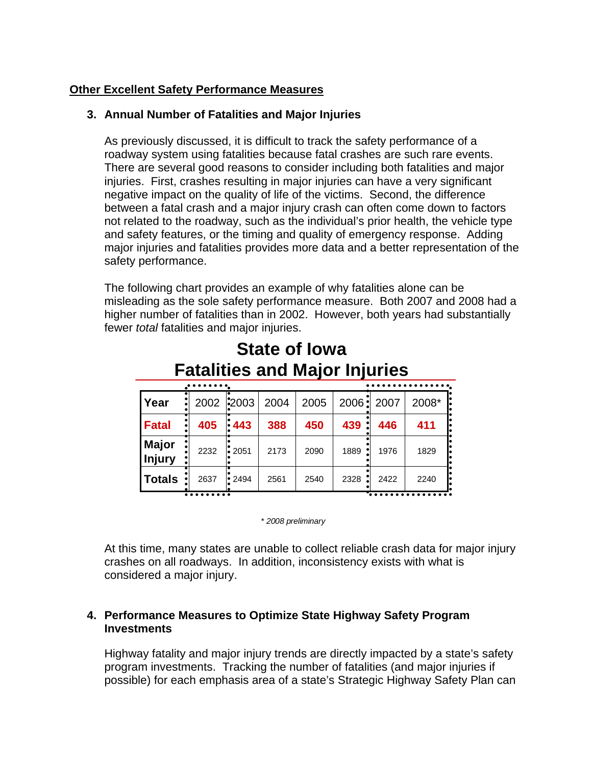**Other Excellent Safety Performance Measures**

### 3. Annual Number of Fatalities and Major Injuries

As previously discussed, it is difficult to track the safety performance of a roadway system using fatalities because fatal crashes are such rare events. There are several good reasons to consider including both fatalities and major injuries. First, crashes resulting in major injuries can have a very significant negative impact on the quality of life of the victims. Second, the difference between a fatal crash and a major injury crash can often come down to factors not related to the roadway, such as the individual's prior health, the vehicle type and safety features, or the timing and quality of emergency response. Adding major injuries and fatalities provides more data and a better representation of the safety performance.

The following chart provides an example of why fatalities alone can be misleading as the sole safety performance measure. Both 2007 and 2008 had a higher number of fatalities than in 2002. However, both years had substantially fewer *total* fatalities and major injuries.

**State of Iowa**
**Fatalities and Major Injuries**

| Year | 2002 | 2003 | 2004 | 2005 | 2006 | 2007 | 2008* |
|---|---|---|---|---|---|---|---|
| **Fatal** | **405** | **443** | **388** | **450** | **439** | **446** | **411** |
| **Major Injury** | 2232 | 2051 | 2173 | 2090 | 1889 | 1976 | 1829 |
| **Totals** | 2637 | 2494 | 2561 | 2540 | 2328 | 2422 | 2240 |

*\* 2008 preliminary*

At this time, many states are unable to collect reliable crash data for major injury crashes on all roadways. In addition, inconsistency exists with what is considered a major injury.

### 4. Performance Measures to Optimize State Highway Safety Program Investments

Highway fatality and major injury trends are directly impacted by a state's safety program investments. Tracking the number of fatalities (and major injuries if possible) for each emphasis area of a state's Strategic Highway Safety Plan can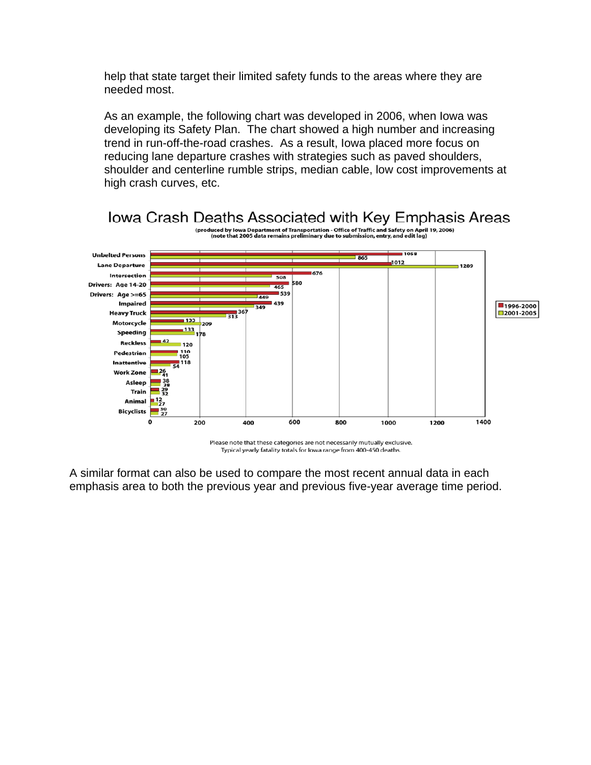help that state target their limited safety funds to the areas where they are needed most.

As an example, the following chart was developed in 2006, when Iowa was developing its Safety Plan. The chart showed a high number and increasing trend in run-off-the-road crashes. As a result, Iowa placed more focus on reducing lane departure crashes with strategies such as paved shoulders, shoulder and centerline rumble strips, median cable, low cost improvements at high crash curves, etc.

## Iowa Crash Deaths Associated with Key Emphasis Areas

(produced by Iowa Department of Transportation - Office of Traffic and Safety on April 19, 2006)
(note that 2005 data remains preliminary due to submission, entry, and edit lag)

| Emphasis Area | 1996-2000 | 2001-2005 |
| --- | --- | --- |
| Unbelted Persons | 1058 | 865 |
| Lane Departure | 1012 | 1289 |
| Intersection | 676 | 508 |
| Drivers: Age 14-20 | 580 | 465 |
| Drivers: Age >=65 | 539 | 449 |
| Impaired | 439 | 349 |
| Heavy Truck | 367 | 313 |
| Motorcycle | 139 | 209 |
| Speeding | 133 | 178 |
| Reckless | 42 | 120 |
| Pedestrian | 110 | 105 |
| Inattentive | 118 | 54 |
| Work Zone | 26 | 41 |
| Asleep | 38 | 38 |
| Train | 29 | 32 |
| Animal | 12 | 27 |
| Bicyclists | 30 | 27 |

Please note that these categories are not necessarily mutually exclusive.
Typical yearly fatality totals for Iowa range from 400-450 deaths.

A similar format can also be used to compare the most recent annual data in each emphasis area to both the previous year and previous five-year average time period.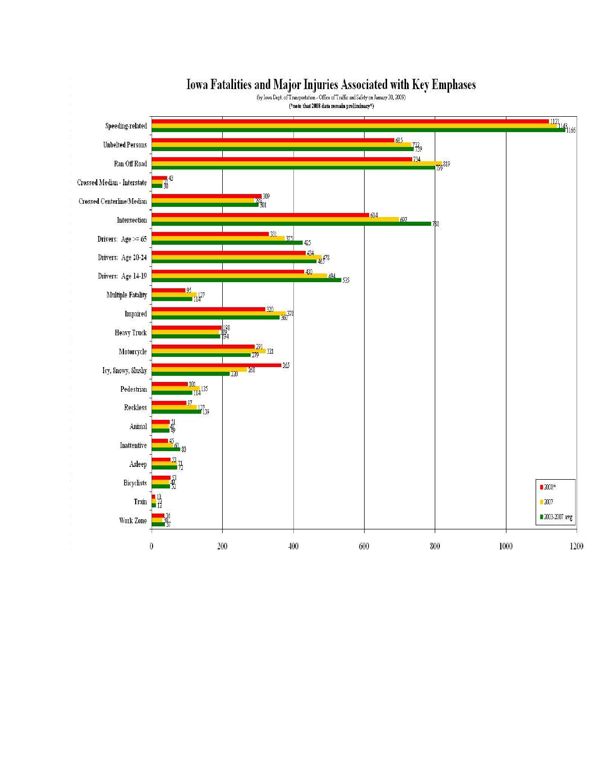# Iowa Fatalities and Major Injuries Associated with Key Emphases

(by Iowa Dept. of Transportation - Office of Traffic and Safety on January 30, 2009)

**(*note that 2008 data remain preliminary*)**

Speeding-related 1121 1143 1166

Unbelted Persons 685 732 739

Ran Off Road 734 819 799

Crossed Median - Interstate 43 31 30

Crossed Centerline/Median 309 292 301

Intersection 614 697 788

Drivers: Age >= 65 331 375 425

Drivers: Age 20-24 434 478 465

Drivers: Age 14-19 430 494 535

Multiple Fatality 95 127 114

Impaired 320 378 360

Heavy Truck 198 189 194

Motorcycle 291 321 279

Icy, Snowy, Slushy 365 268 220

Pedestrian 101 135 114

Reckless 97 127 139

Animal 51 48 49

Inattentive 45 60 80

Asleep 53 71 72

Bicyclists 53 49 52

Train 10 12 12

Work Zone 36 30 37

0 200 400 600 800 1000 1200

2008*

2007

2003-2007 avg